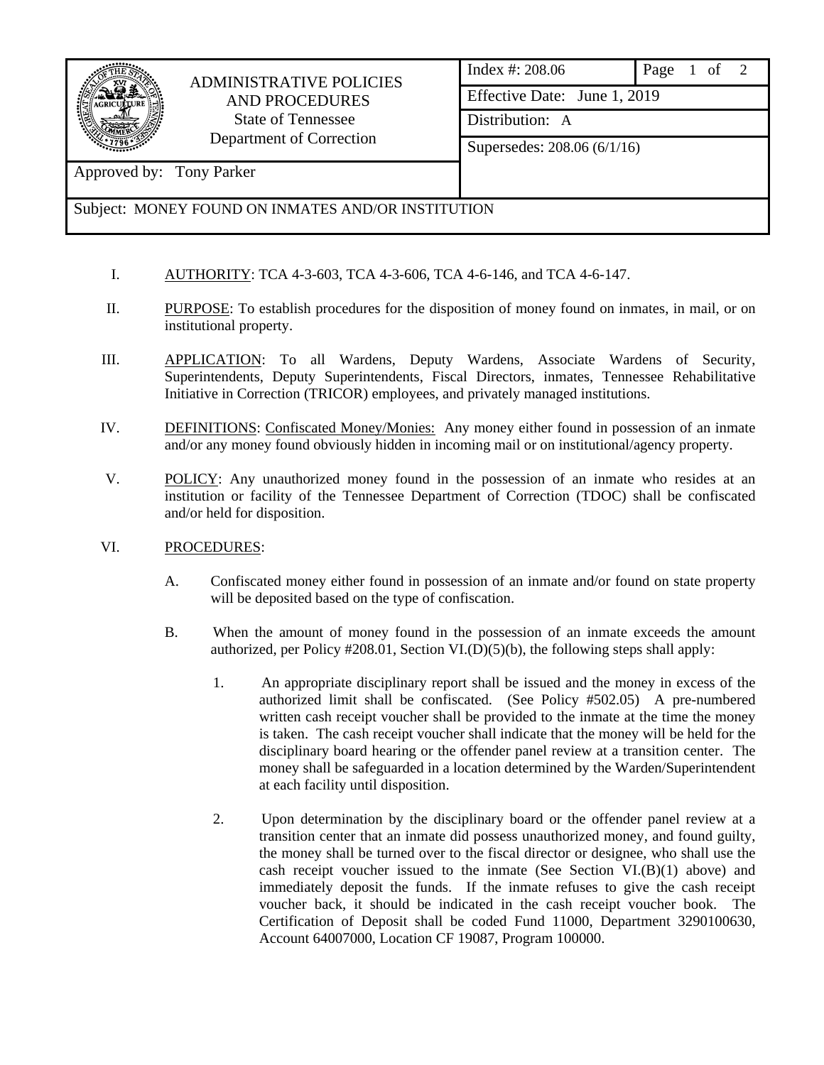| ADMINISTRATIVE POLICIES AND PROCEDURES<br>State of Tennessee<br>Department of Correction | Index #: 208.06 | Page 1 of 2 |
|---|---|---|
| | Effective Date: June 1, 2019 | |
| | Distribution: A | |
| | Supersedes: 208.06 (6/1/16) | |
| Approved by: Tony Parker | | |
| Subject: MONEY FOUND ON INMATES AND/OR INSTITUTION | | |

I. AUTHORITY: TCA 4-3-603, TCA 4-3-606, TCA 4-6-146, and TCA 4-6-147.

II. PURPOSE: To establish procedures for the disposition of money found on inmates, in mail, or on institutional property.

III. APPLICATION: To all Wardens, Deputy Wardens, Associate Wardens of Security, Superintendents, Deputy Superintendents, Fiscal Directors, inmates, Tennessee Rehabilitative Initiative in Correction (TRICOR) employees, and privately managed institutions.

IV. DEFINITIONS: Confiscated Money/Monies: Any money either found in possession of an inmate and/or any money found obviously hidden in incoming mail or on institutional/agency property.

V. POLICY: Any unauthorized money found in the possession of an inmate who resides at an institution or facility of the Tennessee Department of Correction (TDOC) shall be confiscated and/or held for disposition.

VI. PROCEDURES:

A. Confiscated money either found in possession of an inmate and/or found on state property will be deposited based on the type of confiscation.

B. When the amount of money found in the possession of an inmate exceeds the amount authorized, per Policy #208.01, Section VI.(D)(5)(b), the following steps shall apply:

1. An appropriate disciplinary report shall be issued and the money in excess of the authorized limit shall be confiscated. (See Policy #502.05) A pre-numbered written cash receipt voucher shall be provided to the inmate at the time the money is taken. The cash receipt voucher shall indicate that the money will be held for the disciplinary board hearing or the offender panel review at a transition center. The money shall be safeguarded in a location determined by the Warden/Superintendent at each facility until disposition.

2. Upon determination by the disciplinary board or the offender panel review at a transition center that an inmate did possess unauthorized money, and found guilty, the money shall be turned over to the fiscal director or designee, who shall use the cash receipt voucher issued to the inmate (See Section VI.(B)(1) above) and immediately deposit the funds. If the inmate refuses to give the cash receipt voucher back, it should be indicated in the cash receipt voucher book. The Certification of Deposit shall be coded Fund 11000, Department 3290100630, Account 64007000, Location CF 19087, Program 100000.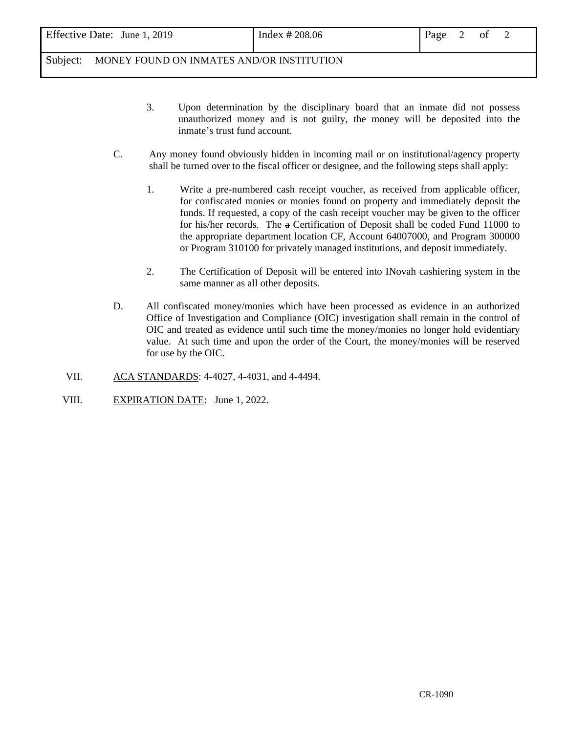3. Upon determination by the disciplinary board that an inmate did not possess unauthorized money and is not guilty, the money will be deposited into the inmate's trust fund account.

C. Any money found obviously hidden in incoming mail or on institutional/agency property shall be turned over to the fiscal officer or designee, and the following steps shall apply:

1. Write a pre-numbered cash receipt voucher, as received from applicable officer, for confiscated monies or monies found on property and immediately deposit the funds. If requested, a copy of the cash receipt voucher may be given to the officer for his/her records. The ~~a~~ Certification of Deposit shall be coded Fund 11000 to the appropriate department location CF, Account 64007000, and Program 300000 or Program 310100 for privately managed institutions, and deposit immediately.

2. The Certification of Deposit will be entered into INovah cashiering system in the same manner as all other deposits.

D. All confiscated money/monies which have been processed as evidence in an authorized Office of Investigation and Compliance (OIC) investigation shall remain in the control of OIC and treated as evidence until such time the money/monies no longer hold evidentiary value. At such time and upon the order of the Court, the money/monies will be reserved for use by the OIC.

VII. ACA STANDARDS: 4-4027, 4-4031, and 4-4494.

VIII. EXPIRATION DATE: June 1, 2022.

CR-1090